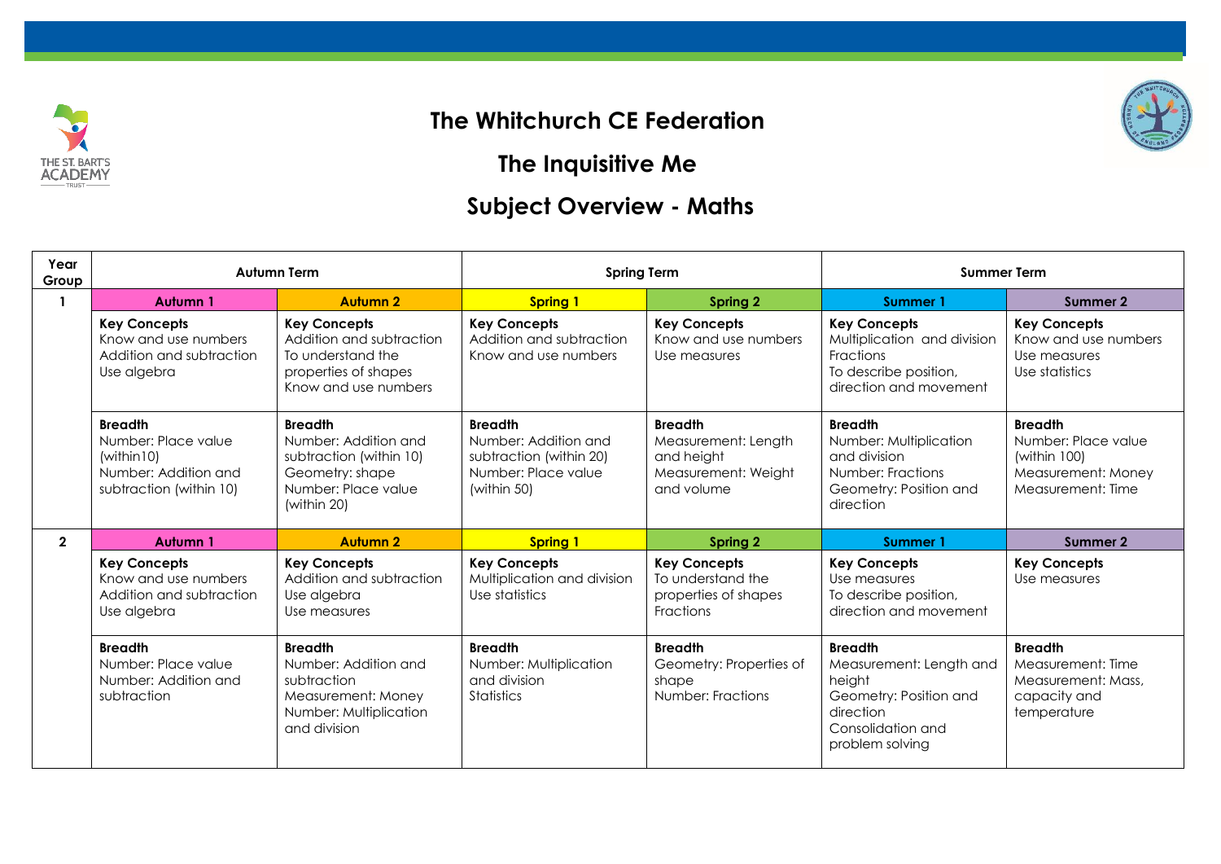# The Whitchurch CE Federation

## The Inquisitive Me

## Subject Overview - Maths

| Year Group | Autumn Term | | Spring Term | | Summer Term | |
|---|---|---|---|---|---|---|
| **1** | **Autumn 1** | **Autumn 2** | **Spring 1** | **Spring 2** | **Summer 1** | **Summer 2** |
| | **Key Concepts** Know and use numbers Addition and subtraction Use algebra | **Key Concepts** Addition and subtraction To understand the properties of shapes Know and use numbers | **Key Concepts** Addition and subtraction Know and use numbers | **Key Concepts** Know and use numbers Use measures | **Key Concepts** Multiplication and division Fractions To describe position, direction and movement | **Key Concepts** Know and use numbers Use measures Use statistics |
| | **Breadth** Number: Place value (within10) Number: Addition and subtraction (within 10) | **Breadth** Number: Addition and subtraction (within 10) Geometry: shape Number: Place value (within 20) | **Breadth** Number: Addition and subtraction (within 20) Number: Place value (within 50) | **Breadth** Measurement: Length and height Measurement: Weight and volume | **Breadth** Number: Multiplication and division Number: Fractions Geometry: Position and direction | **Breadth** Number: Place value (within 100) Measurement: Money Measurement: Time |
| **2** | **Autumn 1** | **Autumn 2** | **Spring 1** | **Spring 2** | **Summer 1** | **Summer 2** |
| | **Key Concepts** Know and use numbers Addition and subtraction Use algebra | **Key Concepts** Addition and subtraction Use algebra Use measures | **Key Concepts** Multiplication and division Use statistics | **Key Concepts** To understand the properties of shapes Fractions | **Key Concepts** Use measures To describe position, direction and movement | **Key Concepts** Use measures |
| | **Breadth** Number: Place value Number: Addition and subtraction | **Breadth** Number: Addition and subtraction Measurement: Money Number: Multiplication and division | **Breadth** Number: Multiplication and division Statistics | **Breadth** Geometry: Properties of shape Number: Fractions | **Breadth** Measurement: Length and height Geometry: Position and direction Consolidation and problem solving | **Breadth** Measurement: Time Measurement: Mass, capacity and temperature |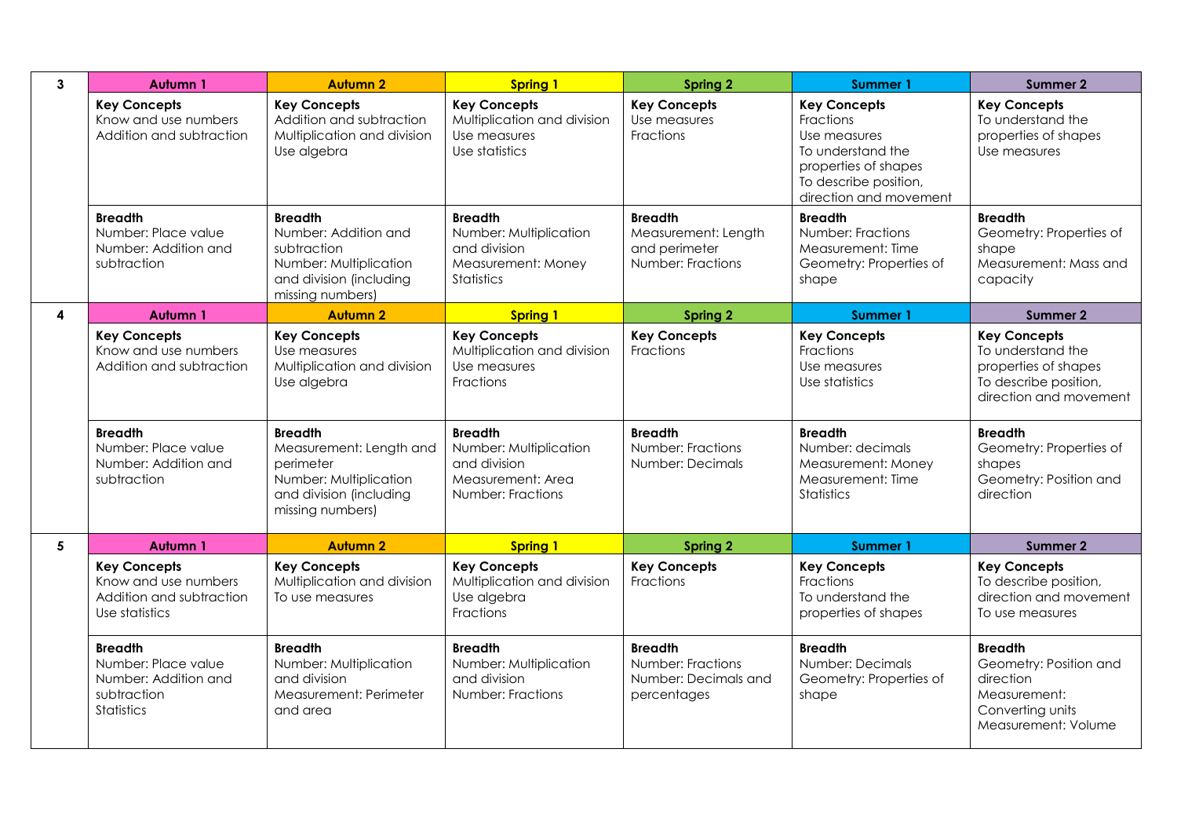| 3 | Autumn 1 | Autumn 2 | Spring 1 | Spring 2 | Summer 1 | Summer 2 |
|---|---|---|---|---|---|---|
| | **Key Concepts**<br>Know and use numbers<br>Addition and subtraction | **Key Concepts**<br>Addition and subtraction<br>Multiplication and division<br>Use algebra | **Key Concepts**<br>Multiplication and division<br>Use measures<br>Use statistics | **Key Concepts**<br>Use measures<br>Fractions | **Key Concepts**<br>Fractions<br>Use measures<br>To understand the properties of shapes<br>To describe position, direction and movement | **Key Concepts**<br>To understand the properties of shapes<br>Use measures |
| | **Breadth**<br>Number: Place value<br>Number: Addition and subtraction | **Breadth**<br>Number: Addition and subtraction<br>Number: Multiplication and division (including missing numbers) | **Breadth**<br>Number: Multiplication and division<br>Measurement: Money<br>Statistics | **Breadth**<br>Measurement: Length and perimeter<br>Number: Fractions | **Breadth**<br>Number: Fractions<br>Measurement: Time<br>Geometry: Properties of shape | **Breadth**<br>Geometry: Properties of shape<br>Measurement: Mass and capacity |
| **4** | **Autumn 1** | **Autumn 2** | **Spring 1** | **Spring 2** | **Summer 1** | **Summer 2** |
| | **Key Concepts**<br>Know and use numbers<br>Addition and subtraction | **Key Concepts**<br>Use measures<br>Multiplication and division<br>Use algebra | **Key Concepts**<br>Multiplication and division<br>Use measures<br>Fractions | **Key Concepts**<br>Fractions | **Key Concepts**<br>Fractions<br>Use measures<br>Use statistics | **Key Concepts**<br>To understand the properties of shapes<br>To describe position, direction and movement |
| | **Breadth**<br>Number: Place value<br>Number: Addition and subtraction | **Breadth**<br>Measurement: Length and perimeter<br>Number: Multiplication and division (including missing numbers) | **Breadth**<br>Number: Multiplication and division<br>Measurement: Area<br>Number: Fractions | **Breadth**<br>Number: Fractions<br>Number: Decimals | **Breadth**<br>Number: decimals<br>Measurement: Money<br>Measurement: Time<br>Statistics | **Breadth**<br>Geometry: Properties of shapes<br>Geometry: Position and direction |
| **5** | **Autumn 1** | **Autumn 2** | **Spring 1** | **Spring 2** | **Summer 1** | **Summer 2** |
| | **Key Concepts**<br>Know and use numbers<br>Addition and subtraction<br>Use statistics | **Key Concepts**<br>Multiplication and division<br>To use measures | **Key Concepts**<br>Multiplication and division<br>Use algebra<br>Fractions | **Key Concepts**<br>Fractions | **Key Concepts**<br>Fractions<br>To understand the properties of shapes | **Key Concepts**<br>To describe position, direction and movement<br>To use measures |
| | **Breadth**<br>Number: Place value<br>Number: Addition and subtraction<br>Statistics | **Breadth**<br>Number: Multiplication and division<br>Measurement: Perimeter and area | **Breadth**<br>Number: Multiplication and division<br>Number: Fractions | **Breadth**<br>Number: Fractions<br>Number: Decimals and percentages | **Breadth**<br>Number: Decimals<br>Geometry: Properties of shape | **Breadth**<br>Geometry: Position and direction<br>Measurement: Converting units<br>Measurement: Volume |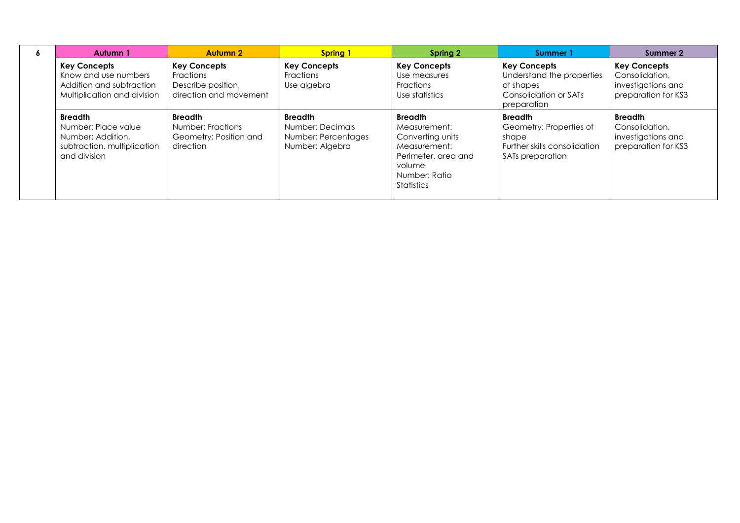| 6 | Autumn 1 | Autumn 2 | Spring 1 | Spring 2 | Summer 1 | Summer 2 |
|---|---|---|---|---|---|---|
| | **Key Concepts**<br>Know and use numbers<br>Addition and subtraction<br>Multiplication and division | **Key Concepts**<br>Fractions<br>Describe position, direction and movement | **Key Concepts**<br>Fractions<br>Use algebra | **Key Concepts**<br>Use measures<br>Fractions<br>Use statistics | **Key Concepts**<br>Understand the properties of shapes<br>Consolidation or SATs preparation | **Key Concepts**<br>Consolidation, investigations and preparation for KS3 |
| | **Breadth**<br>Number: Place value<br>Number: Addition, subtraction, multiplication and division | **Breadth**<br>Number: Fractions<br>Geometry: Position and direction | **Breadth**<br>Number: Decimals<br>Number: Percentages<br>Number: Algebra | **Breadth**<br>Measurement: Converting units<br>Measurement: Perimeter, area and volume<br>Number: Ratio<br>Statistics | **Breadth**<br>Geometry: Properties of shape<br>Further skills consolidation<br>SATs preparation | **Breadth**<br>Consolidation, investigations and preparation for KS3 |